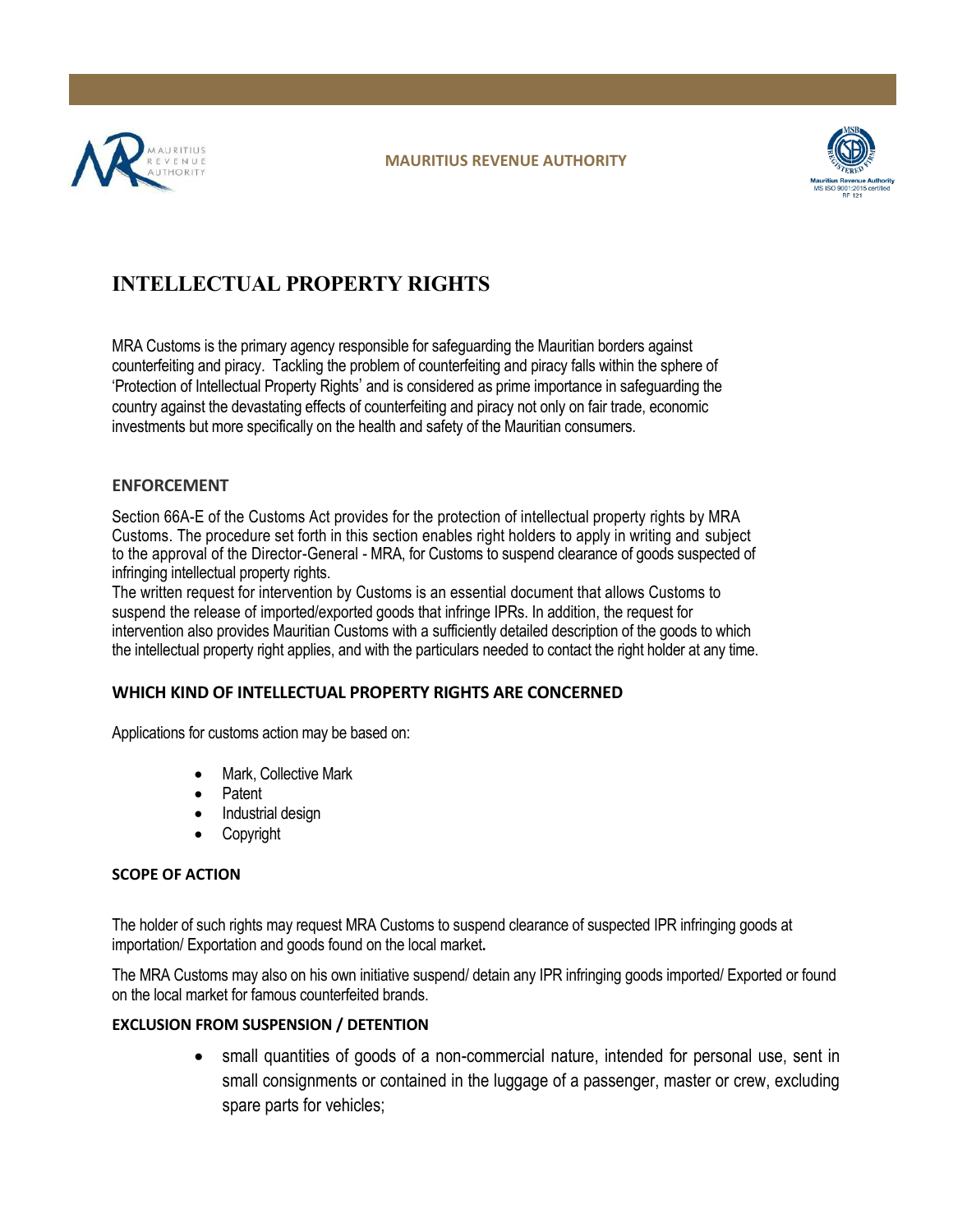MAURITIUS REVENUE AUTHORITY

# INTELLECTUAL PROPERTY RIGHTS

MRA Customs is the primary agency responsible for safeguarding the Mauritian borders against counterfeiting and piracy. Tackling the problem of counterfeiting and piracy falls within the sphere of 'Protection of Intellectual Property Rights' and is considered as prime importance in safeguarding the country against the devastating effects of counterfeiting and piracy not only on fair trade, economic investments but more specifically on the health and safety of the Mauritian consumers.

## ENFORCEMENT

Section 66A-E of the Customs Act provides for the protection of intellectual property rights by MRA Customs. The procedure set forth in this section enables right holders to apply in writing and subject to the approval of the Director-General - MRA, for Customs to suspend clearance of goods suspected of infringing intellectual property rights.

The written request for intervention by Customs is an essential document that allows Customs to suspend the release of imported/exported goods that infringe IPRs. In addition, the request for intervention also provides Mauritian Customs with a sufficiently detailed description of the goods to which the intellectual property right applies, and with the particulars needed to contact the right holder at any time.

## WHICH KIND OF INTELLECTUAL PROPERTY RIGHTS ARE CONCERNED

Applications for customs action may be based on:

- Mark, Collective Mark
- Patent
- Industrial design
- Copyright

### SCOPE OF ACTION

The holder of such rights may request MRA Customs to suspend clearance of suspected IPR infringing goods at importation/ Exportation and goods found on the local market**.**

The MRA Customs may also on his own initiative suspend/ detain any IPR infringing goods imported/ Exported or found on the local market for famous counterfeited brands.

### EXCLUSION FROM SUSPENSION / DETENTION

- small quantities of goods of a non-commercial nature, intended for personal use, sent in small consignments or contained in the luggage of a passenger, master or crew, excluding spare parts for vehicles;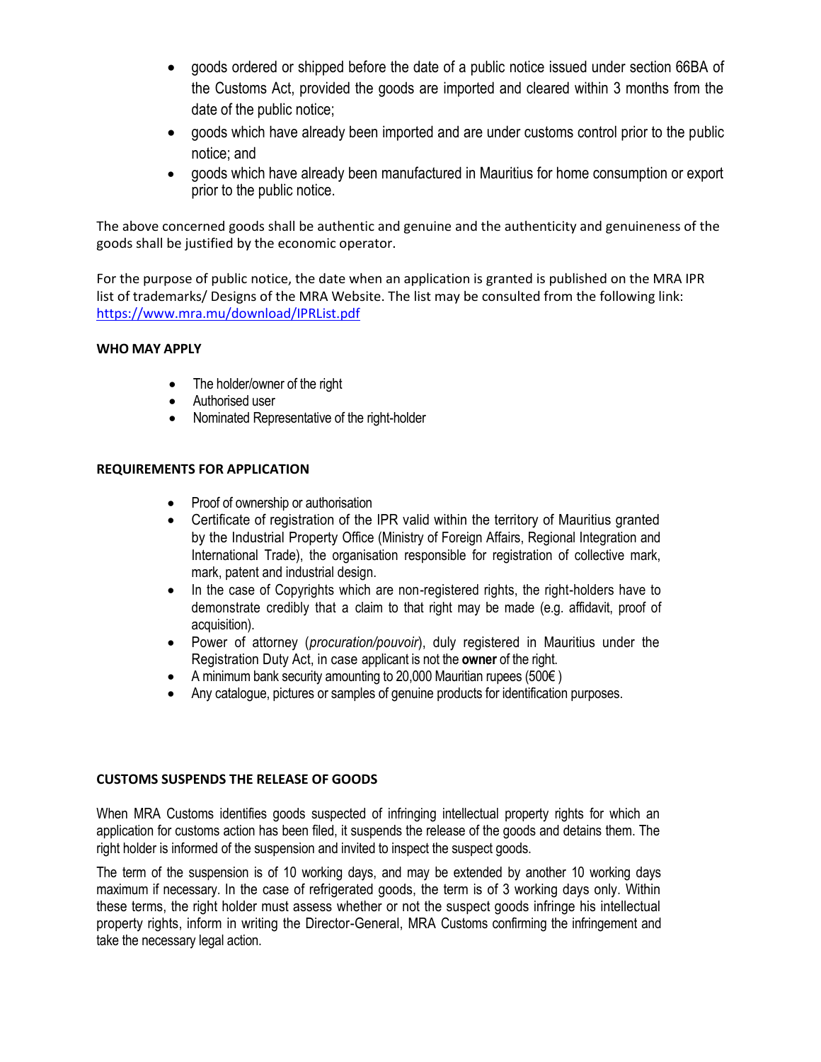- goods ordered or shipped before the date of a public notice issued under section 66BA of the Customs Act, provided the goods are imported and cleared within 3 months from the date of the public notice;
- goods which have already been imported and are under customs control prior to the public notice; and
- goods which have already been manufactured in Mauritius for home consumption or export prior to the public notice.

The above concerned goods shall be authentic and genuine and the authenticity and genuineness of the goods shall be justified by the economic operator.

For the purpose of public notice, the date when an application is granted is published on the MRA IPR list of trademarks/ Designs of the MRA Website. The list may be consulted from the following link: [https://www.mra.mu/download/IPRList.pdf](https://www.mra.mu/download/IPRList.pdf)

**WHO MAY APPLY**

- The holder/owner of the right
- Authorised user
- Nominated Representative of the right-holder

**REQUIREMENTS FOR APPLICATION**

- Proof of ownership or authorisation
- Certificate of registration of the IPR valid within the territory of Mauritius granted by the Industrial Property Office (Ministry of Foreign Affairs, Regional Integration and International Trade), the organisation responsible for registration of collective mark, mark, patent and industrial design.
- In the case of Copyrights which are non-registered rights, the right-holders have to demonstrate credibly that a claim to that right may be made (e.g. affidavit, proof of acquisition).
- Power of attorney (*procuration/pouvoir*), duly registered in Mauritius under the Registration Duty Act, in case applicant is not the **owner** of the right.
- A minimum bank security amounting to 20,000 Mauritian rupees (500€ )
- Any catalogue, pictures or samples of genuine products for identification purposes.

**CUSTOMS SUSPENDS THE RELEASE OF GOODS**

When MRA Customs identifies goods suspected of infringing intellectual property rights for which an application for customs action has been filed, it suspends the release of the goods and detains them. The right holder is informed of the suspension and invited to inspect the suspect goods.

The term of the suspension is of 10 working days, and may be extended by another 10 working days maximum if necessary. In the case of refrigerated goods, the term is of 3 working days only. Within these terms, the right holder must assess whether or not the suspect goods infringe his intellectual property rights, inform in writing the Director-General, MRA Customs confirming the infringement and take the necessary legal action.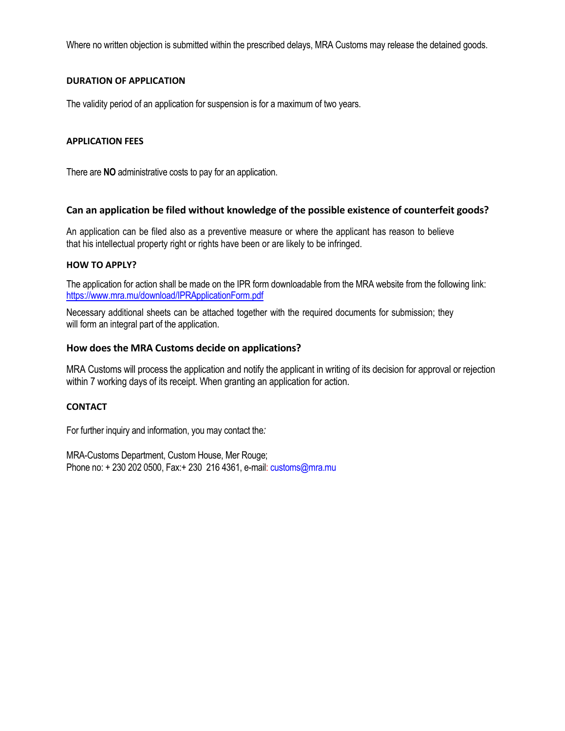Where no written objection is submitted within the prescribed delays, MRA Customs may release the detained goods.

### DURATION OF APPLICATION

The validity period of an application for suspension is for a maximum of two years.

### APPLICATION FEES

There are **NO** administrative costs to pay for an application.

## Can an application be filed without knowledge of the possible existence of counterfeit goods?

An application can be filed also as a preventive measure or where the applicant has reason to believe that his intellectual property right or rights have been or are likely to be infringed.

### HOW TO APPLY?

The application for action shall be made on the IPR form downloadable from the MRA website from the following link: https://www.mra.mu/download/IPRApplicationForm.pdf

Necessary additional sheets can be attached together with the required documents for submission; they will form an integral part of the application.

## How does the MRA Customs decide on applications?

MRA Customs will process the application and notify the applicant in writing of its decision for approval or rejection within 7 working days of its receipt. When granting an application for action.

### CONTACT

For further inquiry and information, you may contact the*:*

MRA-Customs Department, Custom House, Mer Rouge;
Phone no: + 230 202 0500, Fax:+ 230 216 4361, e-mail: customs@mra.mu